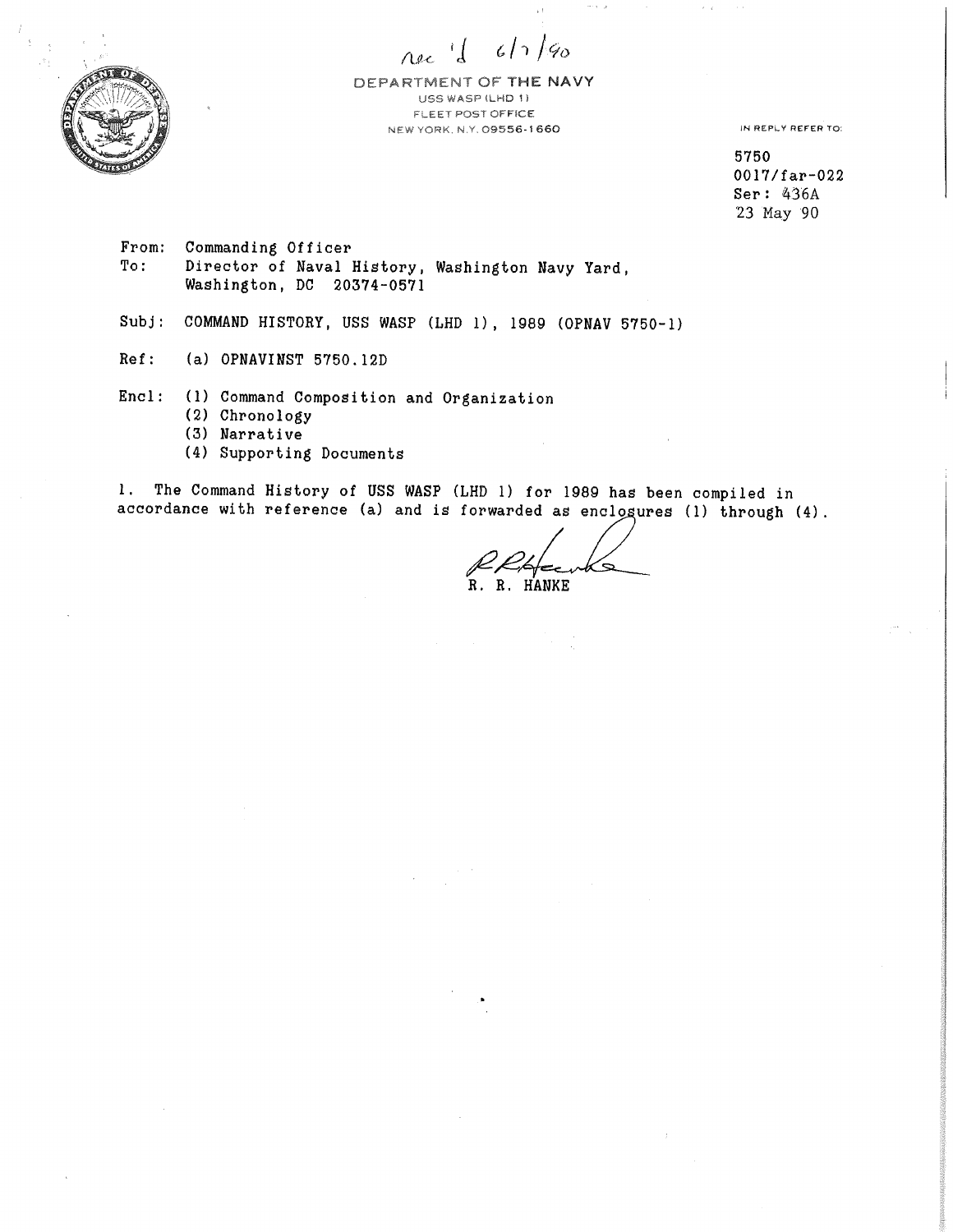Rec'd 6/7/90

DEPARTMENT OF THE NAVY
USS WASP (LHD 1)
FLEET POST OFFICE
NEW YORK, N.Y. 09556-1660

IN REPLY REFER TO:

5750
0017/far-022
Ser: 436A
23 May 90

From: Commanding Officer
To: Director of Naval History, Washington Navy Yard, Washington, DC 20374-0571

Subj: COMMAND HISTORY, USS WASP (LHD 1), 1989 (OPNAV 5750-1)

Ref: (a) OPNAVINST 5750.12D

Encl: (1) Command Composition and Organization
(2) Chronology
(3) Narrative
(4) Supporting Documents

1. The Command History of USS WASP (LHD 1) for 1989 has been compiled in accordance with reference (a) and is forwarded as enclosures (1) through (4).

R. R. HANKE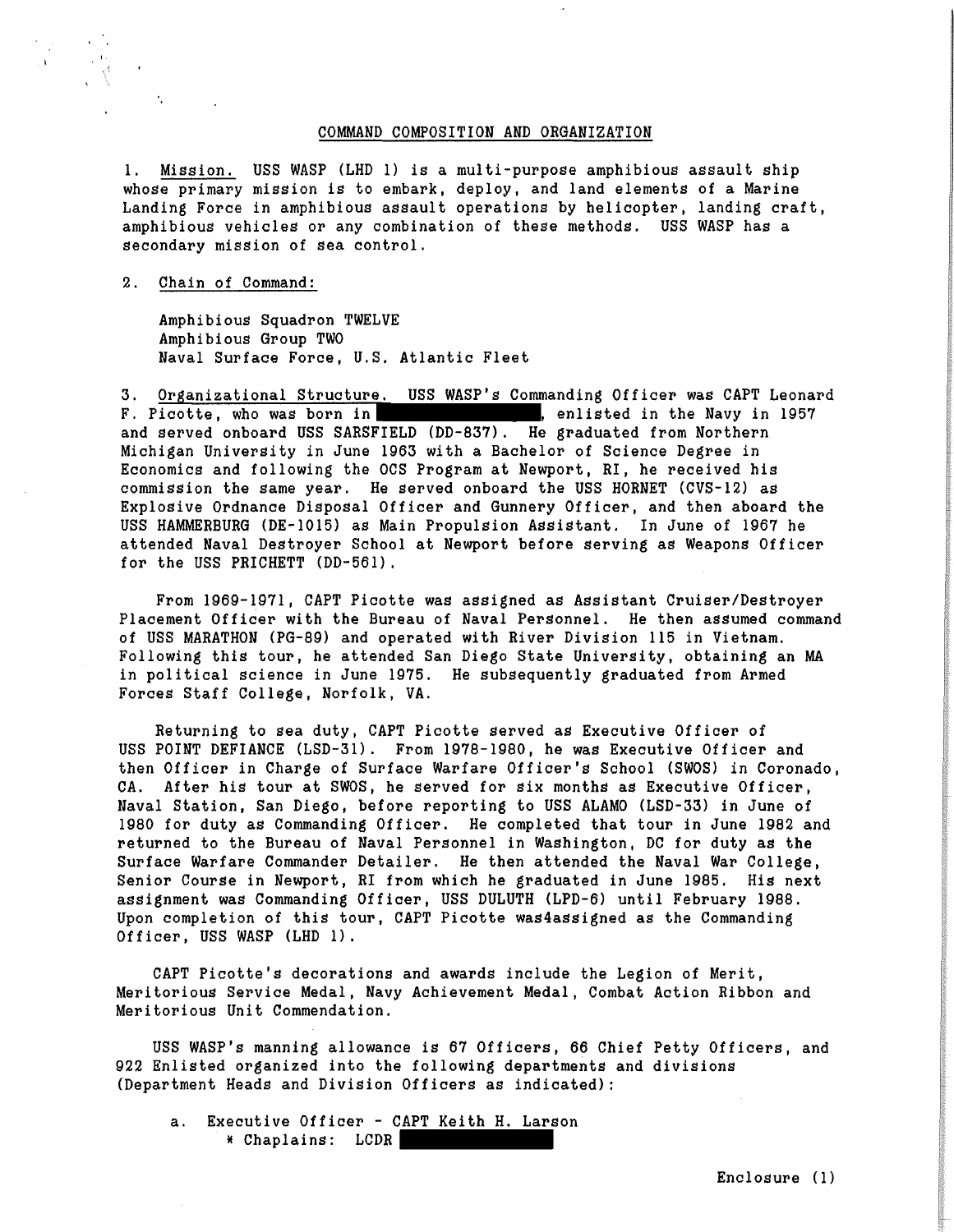## COMMAND COMPOSITION AND ORGANIZATION

1. Mission. USS WASP (LHD 1) is a multi-purpose amphibious assault ship whose primary mission is to embark, deploy, and land elements of a Marine Landing Force in amphibious assault operations by helicopter, landing craft, amphibious vehicles or any combination of these methods. USS WASP has a secondary mission of sea control.

2. Chain of Command:

Amphibious Squadron TWELVE
Amphibious Group TWO
Naval Surface Force, U.S. Atlantic Fleet

3. Organizational Structure. USS WASP's Commanding Officer was CAPT Leonard F. Picotte, who was born in [REDACTED], enlisted in the Navy in 1957 and served onboard USS SARSFIELD (DD-837). He graduated from Northern Michigan University in June 1963 with a Bachelor of Science Degree in Economics and following the OCS Program at Newport, RI, he received his commission the same year. He served onboard the USS HORNET (CVS-12) as Explosive Ordnance Disposal Officer and Gunnery Officer, and then aboard the USS HAMMERBURG (DE-1015) as Main Propulsion Assistant. In June of 1967 he attended Naval Destroyer School at Newport before serving as Weapons Officer for the USS PRICHETT (DD-561).

From 1969-1971, CAPT Picotte was assigned as Assistant Cruiser/Destroyer Placement Officer with the Bureau of Naval Personnel. He then assumed command of USS MARATHON (PG-89) and operated with River Division 115 in Vietnam. Following this tour, he attended San Diego State University, obtaining an MA in political science in June 1975. He subsequently graduated from Armed Forces Staff College, Norfolk, VA.

Returning to sea duty, CAPT Picotte served as Executive Officer of USS POINT DEFIANCE (LSD-31). From 1978-1980, he was Executive Officer and then Officer in Charge of Surface Warfare Officer's School (SWOS) in Coronado, CA. After his tour at SWOS, he served for six months as Executive Officer, Naval Station, San Diego, before reporting to USS ALAMO (LSD-33) in June of 1980 for duty as Commanding Officer. He completed that tour in June 1982 and returned to the Bureau of Naval Personnel in Washington, DC for duty as the Surface Warfare Commander Detailer. He then attended the Naval War College, Senior Course in Newport, RI from which he graduated in June 1985. His next assignment was Commanding Officer, USS DULUTH (LPD-6) until February 1988. Upon completion of this tour, CAPT Picotte was4assigned as the Commanding Officer, USS WASP (LHD 1).

CAPT Picotte's decorations and awards include the Legion of Merit, Meritorious Service Medal, Navy Achievement Medal, Combat Action Ribbon and Meritorious Unit Commendation.

USS WASP's manning allowance is 67 Officers, 66 Chief Petty Officers, and 922 Enlisted organized into the following departments and divisions (Department Heads and Division Officers as indicated):

a. Executive Officer - CAPT Keith H. Larson
    * Chaplains: LCDR [REDACTED]

Enclosure (1)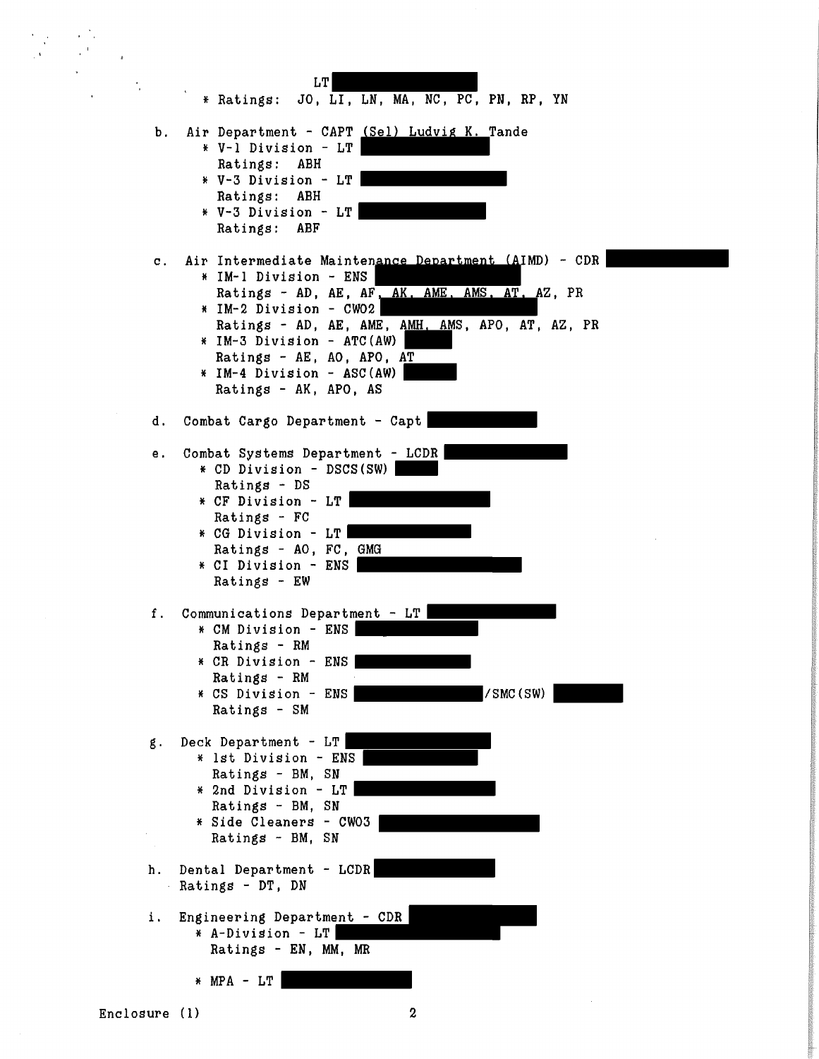LT

* Ratings: JO, LI, LN, MA, NC, PC, PN, RP, YN

b. Air Department - CAPT (Sel) Ludvig K. Tande
   * V-1 Division - LT
     Ratings: ABH
   * V-3 Division - LT
     Ratings: ABH
   * V-3 Division - LT
     Ratings: ABF

c. Air Intermediate Maintenance Department (AIMD) - CDR
   * IM-1 Division - ENS
     Ratings - AD, AE, AF, AK, AME, AMS, AT, AZ, PR
   * IM-2 Division - CWO2
     Ratings - AD, AE, AME, AMH, AMS, APO, AT, AZ, PR
   * IM-3 Division - ATC(AW)
     Ratings - AE, AO, APO, AT
   * IM-4 Division - ASC(AW)
     Ratings - AK, APO, AS

d. Combat Cargo Department - Capt

e. Combat Systems Department - LCDR
   * CD Division - DSCS(SW)
     Ratings - DS
   * CF Division - LT
     Ratings - FC
   * CG Division - LT
     Ratings - AO, FC, GMG
   * CI Division - ENS
     Ratings - EW

f. Communications Department - LT
   * CM Division - ENS
     Ratings - RM
   * CR Division - ENS
     Ratings - RM
   * CS Division - ENS /SMC(SW)
     Ratings - SM

g. Deck Department - LT
   * 1st Division - ENS
     Ratings - BM, SN
   * 2nd Division - LT
     Ratings - BM, SN
   * Side Cleaners - CWO3
     Ratings - BM, SN

h. Dental Department - LCDR
   Ratings - DT, DN

i. Engineering Department - CDR
   * A-Division - LT
     Ratings - EN, MM, MR

   * MPA - LT

Enclosure (1)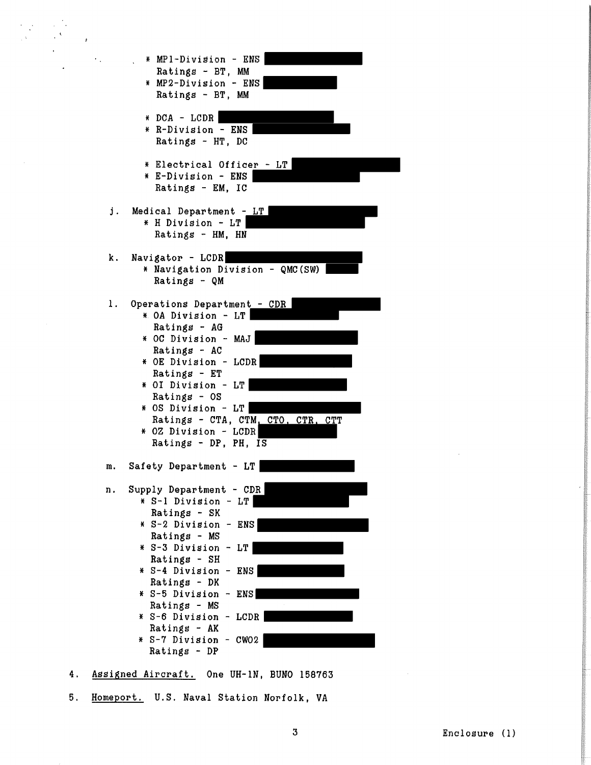* MP1-Division - ENS [REDACTED]
  Ratings - BT, MM
* MP2-Division - ENS [REDACTED]
  Ratings - BT, MM

* DCA - LCDR [REDACTED]
* R-Division - ENS [REDACTED]
  Ratings - HT, DC

* Electrical Officer - LT [REDACTED]
* E-Division - ENS [REDACTED]
  Ratings - EM, IC

j. Medical Department - LT [REDACTED]
   * H Division - LT [REDACTED]
     Ratings - HM, HN

k. Navigator - LCDR [REDACTED]
   * Navigation Division - QMC(SW) [REDACTED]
     Ratings - QM

l. Operations Department - CDR [REDACTED]
   * OA Division - LT [REDACTED]
     Ratings - AG
   * OC Division - MAJ [REDACTED]
     Ratings - AC
   * OE Division - LCDR [REDACTED]
     Ratings - ET
   * OI Division - LT [REDACTED]
     Ratings - OS
   * OS Division - LT [REDACTED]
     Ratings - CTA, CTM, CTO, CTR, CTT
   * OZ Division - LCDR [REDACTED]
     Ratings - DP, PH, IS

m. Safety Department - LT [REDACTED]

n. Supply Department - CDR [REDACTED]
   * S-1 Division - LT [REDACTED]
     Ratings - SK
   * S-2 Division - ENS [REDACTED]
     Ratings - MS
   * S-3 Division - LT [REDACTED]
     Ratings - SH
   * S-4 Division - ENS [REDACTED]
     Ratings - DK
   * S-5 Division - ENS [REDACTED]
     Ratings - MS
   * S-6 Division - LCDR [REDACTED]
     Ratings - AK
   * S-7 Division - CWO2 [REDACTED]
     Ratings - DP

4. Assigned Aircraft. One UH-1N, BUNO 158763

5. Homeport. U.S. Naval Station Norfolk, VA

Enclosure (1)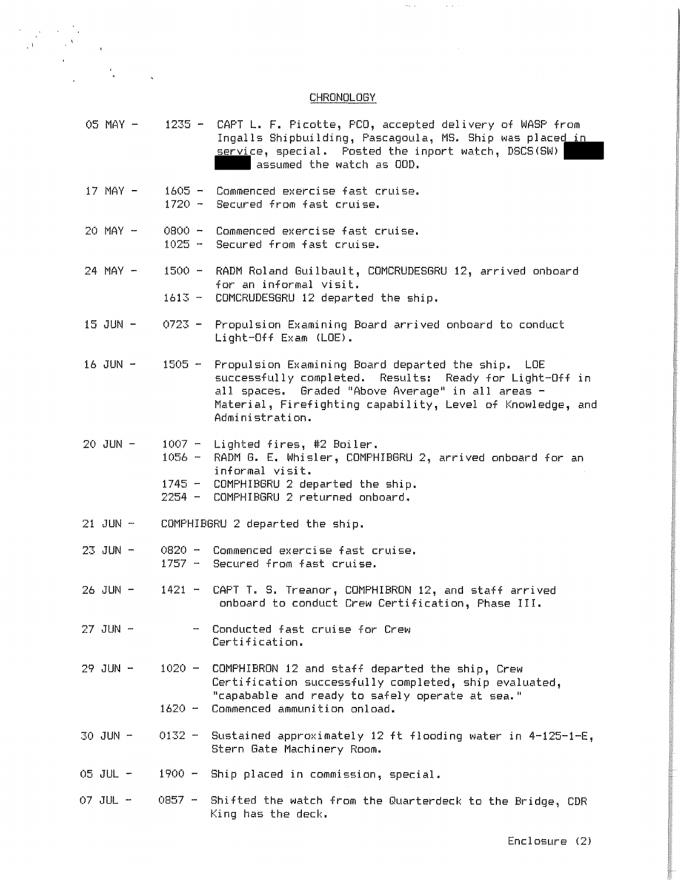CHRONOLOGY

05 MAY - 1235 - CAPT L. F. Picotte, PCO, accepted delivery of WASP from Ingalls Shipbuilding, Pascagoula, MS. Ship was placed in service, special. Posted the inport watch, DSCS(SW) ████ ████ assumed the watch as OOD.

17 MAY - 1605 - Commenced exercise fast cruise.
1720 - Secured from fast cruise.

20 MAY - 0800 - Commenced exercise fast cruise.
1025 - Secured from fast cruise.

24 MAY - 1500 - RADM Roland Guilbault, COMCRUDESGRU 12, arrived onboard for an informal visit.
1613 - COMCRUDESGRU 12 departed the ship.

15 JUN - 0723 - Propulsion Examining Board arrived onboard to conduct Light-Off Exam (LOE).

16 JUN - 1505 - Propulsion Examining Board departed the ship. LOE successfully completed. Results: Ready for Light-Off in all spaces. Graded "Above Average" in all areas - Material, Firefighting capability, Level of Knowledge, and Administration.

20 JUN - 1007 - Lighted fires, #2 Boiler.
1056 - RADM G. E. Whisler, COMPHIBGRU 2, arrived onboard for an informal visit.
1745 - COMPHIBGRU 2 departed the ship.
2254 - COMPHIBGRU 2 returned onboard.

21 JUN - COMPHIBGRU 2 departed the ship.

23 JUN - 0820 - Commenced exercise fast cruise.
1757 - Secured from fast cruise.

26 JUN - 1421 - CAPT T. S. Treanor, COMPHIBRON 12, and staff arrived onboard to conduct Crew Certification, Phase III.

27 JUN - - Conducted fast cruise for Crew Certification.

29 JUN - 1020 - COMPHIBRON 12 and staff departed the ship, Crew Certification successfully completed, ship evaluated, "capabable and ready to safely operate at sea."
1620 - Commenced ammunition onload.

30 JUN - 0132 - Sustained approximately 12 ft flooding water in 4-125-1-E, Stern Gate Machinery Room.

05 JUL - 1900 - Ship placed in commission, special.

07 JUL - 0857 - Shifted the watch from the Quarterdeck to the Bridge, CDR King has the deck.

Enclosure (2)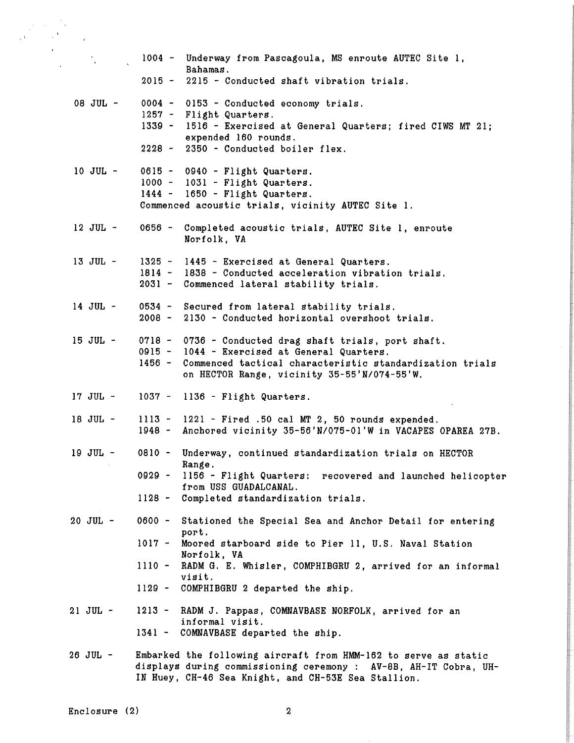1004 - Underway from Pascagoula, MS enroute AUTEC Site 1, Bahamas.
2015 - 2215 - Conducted shaft vibration trials.

08 JUL -
0004 - 0153 - Conducted economy trials.
1257 - Flight Quarters.
1339 - 1516 - Exercised at General Quarters; fired CIWS MT 21; expended 160 rounds.
2228 - 2350 - Conducted boiler flex.

10 JUL -
0615 - 0940 - Flight Quarters.
1000 - 1031 - Flight Quarters.
1444 - 1650 - Flight Quarters.
Commenced acoustic trials, vicinity AUTEC Site 1.

12 JUL -
0656 - Completed acoustic trials, AUTEC Site 1, enroute Norfolk, VA

13 JUL -
1325 - 1445 - Exercised at General Quarters.
1814 - 1838 - Conducted acceleration vibration trials.
2031 - Commenced lateral stability trials.

14 JUL -
0534 - Secured from lateral stability trials.
2008 - 2130 - Conducted horizontal overshoot trials.

15 JUL -
0718 - 0736 - Conducted drag shaft trials, port shaft.
0915 - 1044 - Exercised at General Quarters.
1456 - Commenced tactical characteristic standardization trials on HECTOR Range, vicinity 35-55'N/074-55'W.

17 JUL -
1037 - 1136 - Flight Quarters.

18 JUL -
1113 - 1221 - Fired .50 cal MT 2, 50 rounds expended.
1948 - Anchored vicinity 35-56'N/075-01'W in VACAPES OPAREA 27B.

19 JUL -
0810 - Underway, continued standardization trials on HECTOR Range.
0929 - 1156 - Flight Quarters: recovered and launched helicopter from USS GUADALCANAL.
1128 - Completed standardization trials.

20 JUL -
0600 - Stationed the Special Sea and Anchor Detail for entering port.
1017 - Moored starboard side to Pier 11, U.S. Naval Station Norfolk, VA
1110 - RADM G. E. Whisler, COMPHIBGRU 2, arrived for an informal visit.
1129 - COMPHIBGRU 2 departed the ship.

21 JUL -
1213 - RADM J. Pappas, COMNAVBASE NORFOLK, arrived for an informal visit.
1341 - COMNAVBASE departed the ship.

26 JUL -
Embarked the following aircraft from HMM-162 to serve as static displays during commissioning ceremony : AV-8B, AH-IT Cobra, UH-IN Huey, CH-46 Sea Knight, and CH-53E Sea Stallion.

Enclosure (2)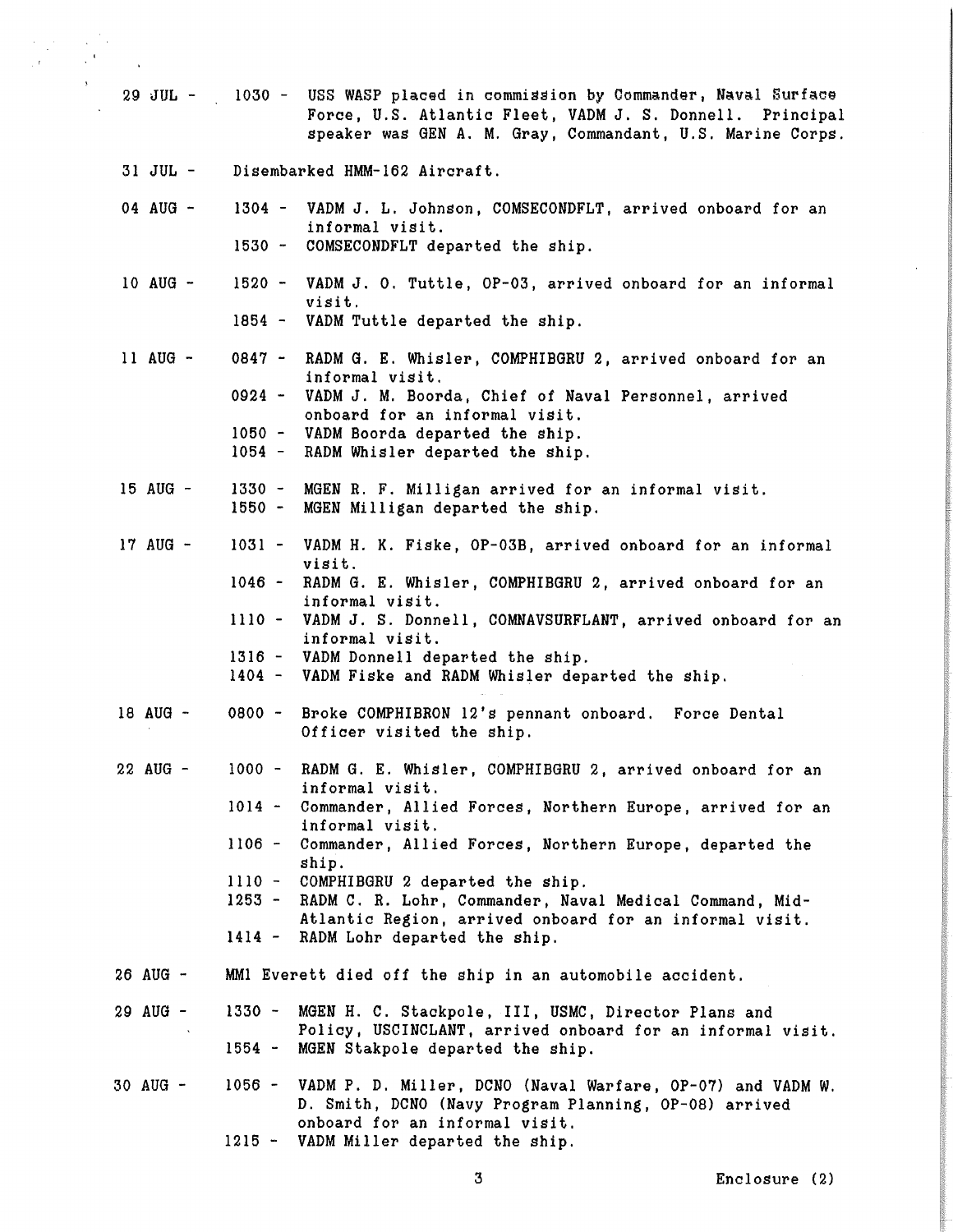29 JUL - 1030 - USS WASP placed in commission by Commander, Naval Surface Force, U.S. Atlantic Fleet, VADM J. S. Donnell. Principal speaker was GEN A. M. Gray, Commandant, U.S. Marine Corps.

31 JUL - Disembarked HMM-162 Aircraft.

04 AUG - 1304 - VADM J. L. Johnson, COMSECONDFLT, arrived onboard for an informal visit.
1530 - COMSECONDFLT departed the ship.

10 AUG - 1520 - VADM J. O. Tuttle, OP-03, arrived onboard for an informal visit.
1854 - VADM Tuttle departed the ship.

11 AUG - 0847 - RADM G. E. Whisler, COMPHIBGRU 2, arrived onboard for an informal visit.
0924 - VADM J. M. Boorda, Chief of Naval Personnel, arrived onboard for an informal visit.
1050 - VADM Boorda departed the ship.
1054 - RADM Whisler departed the ship.

15 AUG - 1330 - MGEN R. F. Milligan arrived for an informal visit.
1550 - MGEN Milligan departed the ship.

17 AUG - 1031 - VADM H. K. Fiske, OP-03B, arrived onboard for an informal visit.
1046 - RADM G. E. Whisler, COMPHIBGRU 2, arrived onboard for an informal visit.
1110 - VADM J. S. Donnell, COMNAVSURFLANT, arrived onboard for an informal visit.
1316 - VADM Donnell departed the ship.
1404 - VADM Fiske and RADM Whisler departed the ship.

18 AUG - 0800 - Broke COMPHIBRON 12's pennant onboard. Force Dental Officer visited the ship.

22 AUG - 1000 - RADM G. E. Whisler, COMPHIBGRU 2, arrived onboard for an informal visit.
1014 - Commander, Allied Forces, Northern Europe, arrived for an informal visit.
1106 - Commander, Allied Forces, Northern Europe, departed the ship.
1110 - COMPHIBGRU 2 departed the ship.
1253 - RADM C. R. Lohr, Commander, Naval Medical Command, Mid-Atlantic Region, arrived onboard for an informal visit.
1414 - RADM Lohr departed the ship.

26 AUG - MM1 Everett died off the ship in an automobile accident.

29 AUG - 1330 - MGEN H. C. Stackpole, III, USMC, Director Plans and Policy, USCINCLANT, arrived onboard for an informal visit.
1554 - MGEN Stakpole departed the ship.

30 AUG - 1056 - VADM P. D. Miller, DCNO (Naval Warfare, OP-07) and VADM W. D. Smith, DCNO (Navy Program Planning, OP-08) arrived onboard for an informal visit.
1215 - VADM Miller departed the ship.

Enclosure (2)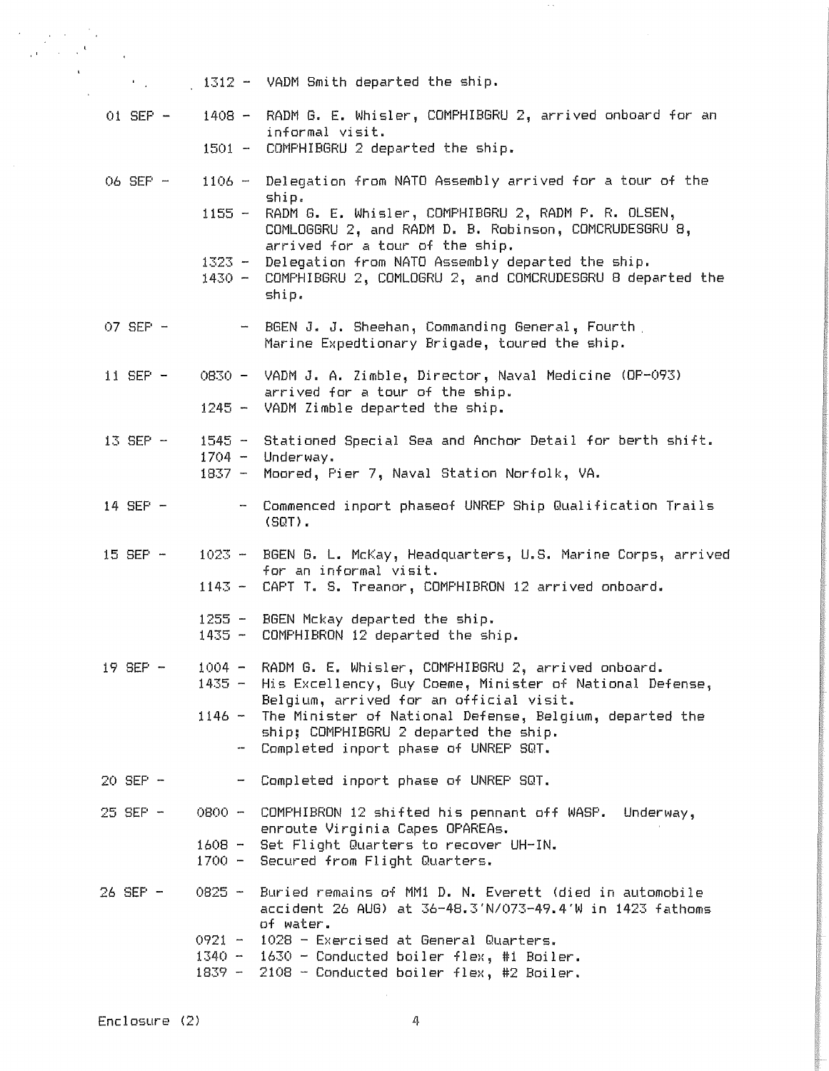1312 - VADM Smith departed the ship.

01 SEP - 1408 - RADM G. E. Whisler, COMPHIBGRU 2, arrived onboard for an informal visit.
1501 - COMPHIBGRU 2 departed the ship.

06 SEP - 1106 - Delegation from NATO Assembly arrived for a tour of the ship.
1155 - RADM G. E. Whisler, COMPHIBGRU 2, RADM P. R. OLSEN, COMLOGGRU 2, and RADM D. B. Robinson, COMCRUDESGRU 8, arrived for a tour of the ship.
1323 - Delegation from NATO Assembly departed the ship.
1430 - COMPHIBGRU 2, COMLOGRU 2, and COMCRUDESGRU 8 departed the ship.

07 SEP - - BGEN J. J. Sheehan, Commanding General, Fourth Marine Expedtionary Brigade, toured the ship.

11 SEP - 0830 - VADM J. A. Zimble, Director, Naval Medicine (OP-093) arrived for a tour of the ship.
1245 - VADM Zimble departed the ship.

13 SEP - 1545 - Stationed Special Sea and Anchor Detail for berth shift.
1704 - Underway.
1837 - Moored, Pier 7, Naval Station Norfolk, VA.

14 SEP - - Commenced inport phaseof UNREP Ship Qualification Trails (SQT).

15 SEP - 1023 - BGEN G. L. McKay, Headquarters, U.S. Marine Corps, arrived for an informal visit.
1143 - CAPT T. S. Treanor, COMPHIBRON 12 arrived onboard.

1255 - BGEN Mckay departed the ship.
1435 - COMPHIBRON 12 departed the ship.

19 SEP - 1004 - RADM G. E. Whisler, COMPHIBGRU 2, arrived onboard.
1435 - His Excellency, Guy Coeme, Minister of National Defense, Belgium, arrived for an official visit.
1146 - The Minister of National Defense, Belgium, departed the ship; COMPHIBGRU 2 departed the ship.
- Completed inport phase of UNREP SQT.

20 SEP - - Completed inport phase of UNREP SQT.

25 SEP - 0800 - COMPHIBRON 12 shifted his pennant off WASP. Underway, enroute Virginia Capes OPAREAs.
1608 - Set Flight Quarters to recover UH-IN.
1700 - Secured from Flight Quarters.

26 SEP - 0825 - Buried remains of MM1 D. N. Everett (died in automobile accident 26 AUG) at 36-48.3'N/073-49.4'W in 1423 fathoms of water.
0921 - 1028 - Exercised at General Quarters.
1340 - 1630 - Conducted boiler flex, #1 Boiler.
1839 - 2108 - Conducted boiler flex, #2 Boiler.

Enclosure (2)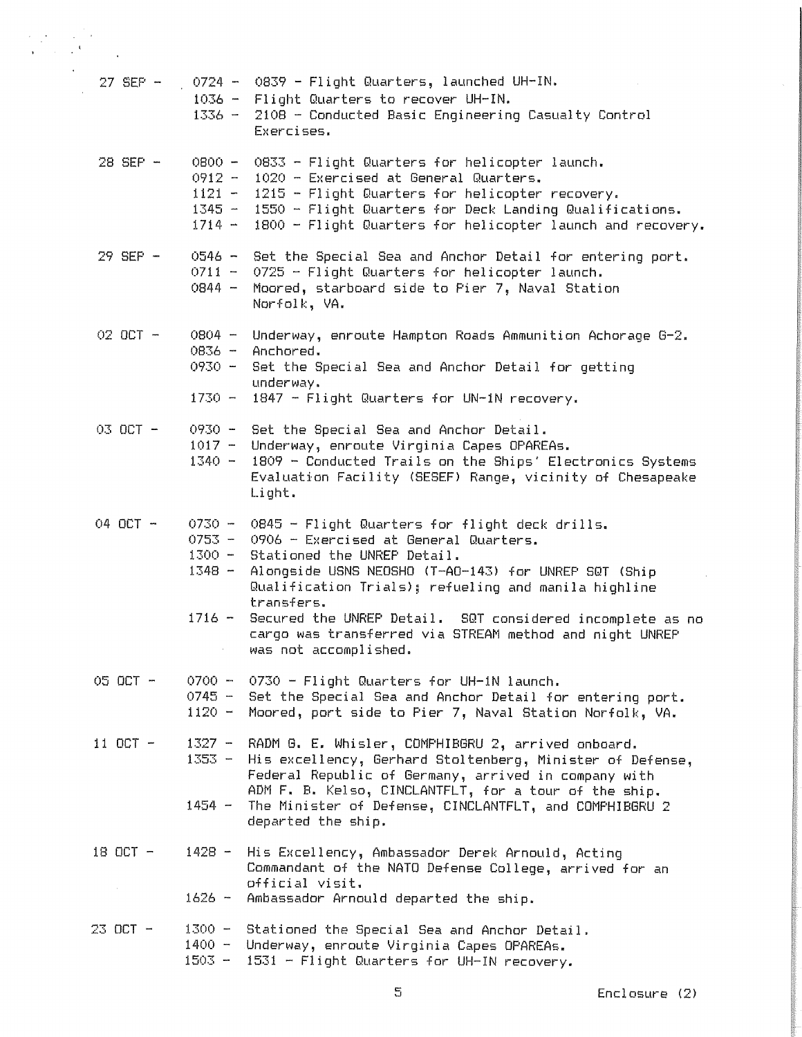27 SEP - 0724 - 0839 - Flight Quarters, launched UH-IN.
1036 - Flight Quarters to recover UH-IN.
1336 - 2108 - Conducted Basic Engineering Casualty Control Exercises.

28 SEP - 0800 - 0833 - Flight Quarters for helicopter launch.
0912 - 1020 - Exercised at General Quarters.
1121 - 1215 - Flight Quarters for helicopter recovery.
1345 - 1550 - Flight Quarters for Deck Landing Qualifications.
1714 - 1800 - Flight Quarters for helicopter launch and recovery.

29 SEP - 0546 - Set the Special Sea and Anchor Detail for entering port.
0711 - 0725 - Flight Quarters for helicopter launch.
0844 - Moored, starboard side to Pier 7, Naval Station Norfolk, VA.

02 OCT - 0804 - Underway, enroute Hampton Roads Ammunition Achorage G-2.
0836 - Anchored.
0930 - Set the Special Sea and Anchor Detail for getting underway.
1730 - 1847 - Flight Quarters for UN-1N recovery.

03 OCT - 0930 - Set the Special Sea and Anchor Detail.
1017 - Underway, enroute Virginia Capes OPAREAs.
1340 - 1809 - Conducted Trails on the Ships' Electronics Systems Evaluation Facility (SESEF) Range, vicinity of Chesapeake Light.

04 OCT - 0730 - 0845 - Flight Quarters for flight deck drills.
0753 - 0906 - Exercised at General Quarters.
1300 - Stationed the UNREP Detail.
1348 - Alongside USNS NEOSHO (T-AO-143) for UNREP SQT (Ship Qualification Trials); refueling and manila highline transfers.
1716 - Secured the UNREP Detail. SQT considered incomplete as no cargo was transferred via STREAM method and night UNREP was not accomplished.

05 OCT - 0700 - 0730 - Flight Quarters for UH-1N launch.
0745 - Set the Special Sea and Anchor Detail for entering port.
1120 - Moored, port side to Pier 7, Naval Station Norfolk, VA.

11 OCT - 1327 - RADM G. E. Whisler, COMPHIBGRU 2, arrived onboard.
1353 - His excellency, Gerhard Stoltenberg, Minister of Defense, Federal Republic of Germany, arrived in company with ADM F. B. Kelso, CINCLANTFLT, for a tour of the ship.
1454 - The Minister of Defense, CINCLANTFLT, and COMPHIBGRU 2 departed the ship.

18 OCT - 1428 - His Excellency, Ambassador Derek Arnould, Acting Commandant of the NATO Defense College, arrived for an official visit.
1626 - Ambassador Arnould departed the ship.

23 OCT - 1300 - Stationed the Special Sea and Anchor Detail.
1400 - Underway, enroute Virginia Capes OPAREAs.
1503 - 1531 - Flight Quarters for UH-IN recovery.

Enclosure (2)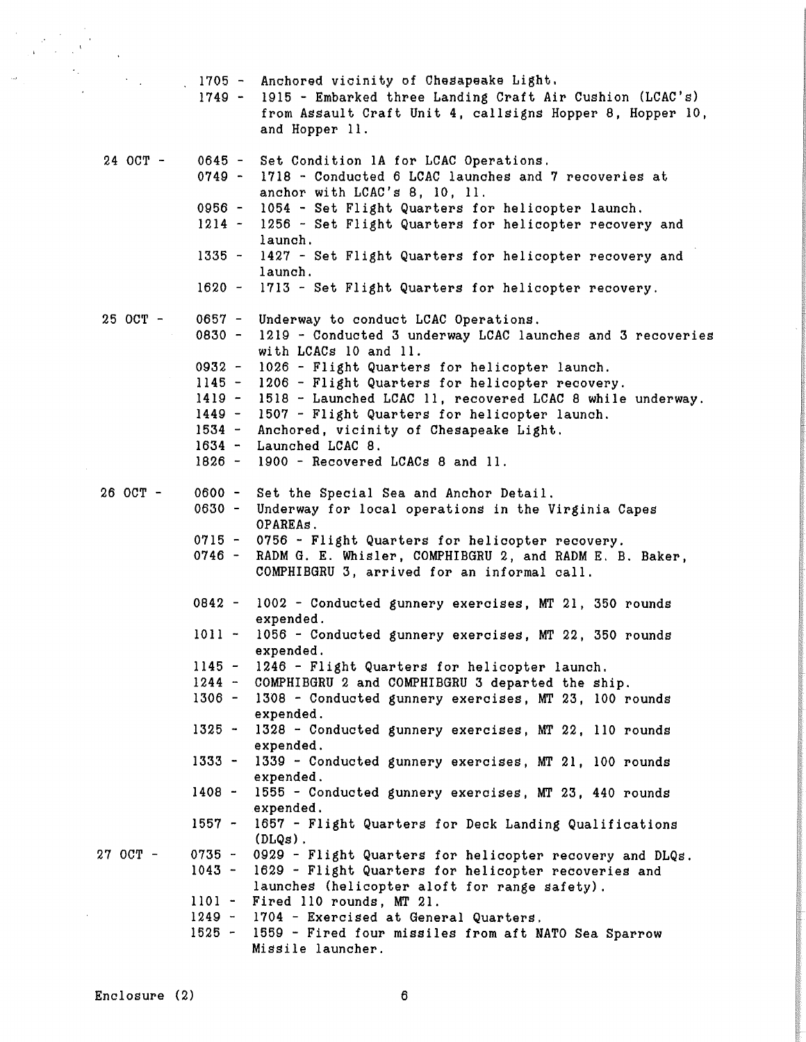1705 - Anchored vicinity of Chesapeake Light.
1749 - 1915 - Embarked three Landing Craft Air Cushion (LCAC's) from Assault Craft Unit 4, callsigns Hopper 8, Hopper 10, and Hopper 11.

24 OCT -
0645 - Set Condition 1A for LCAC Operations.
0749 - 1718 - Conducted 6 LCAC launches and 7 recoveries at anchor with LCAC's 8, 10, 11.
0956 - 1054 - Set Flight Quarters for helicopter launch.
1214 - 1256 - Set Flight Quarters for helicopter recovery and launch.
1335 - 1427 - Set Flight Quarters for helicopter recovery and launch.
1620 - 1713 - Set Flight Quarters for helicopter recovery.

25 OCT -
0657 - Underway to conduct LCAC Operations.
0830 - 1219 - Conducted 3 underway LCAC launches and 3 recoveries with LCACs 10 and 11.
0932 - 1026 - Flight Quarters for helicopter launch.
1145 - 1206 - Flight Quarters for helicopter recovery.
1419 - 1518 - Launched LCAC 11, recovered LCAC 8 while underway.
1449 - 1507 - Flight Quarters for helicopter launch.
1534 - Anchored, vicinity of Chesapeake Light.
1634 - Launched LCAC 8.
1826 - 1900 - Recovered LCACs 8 and 11.

26 OCT -
0600 - Set the Special Sea and Anchor Detail.
0630 - Underway for local operations in the Virginia Capes OPAREAs.
0715 - 0756 - Flight Quarters for helicopter recovery.
0746 - RADM G. E. Whisler, COMPHIBGRU 2, and RADM E. B. Baker, COMPHIBGRU 3, arrived for an informal call.

0842 - 1002 - Conducted gunnery exercises, MT 21, 350 rounds expended.
1011 - 1056 - Conducted gunnery exercises, MT 22, 350 rounds expended.
1145 - 1246 - Flight Quarters for helicopter launch.
1244 - COMPHIBGRU 2 and COMPHIBGRU 3 departed the ship.
1306 - 1308 - Conducted gunnery exercises, MT 23, 100 rounds expended.
1325 - 1328 - Conducted gunnery exercises, MT 22, 110 rounds expended.
1333 - 1339 - Conducted gunnery exercises, MT 21, 100 rounds expended.
1408 - 1555 - Conducted gunnery exercises, MT 23, 440 rounds expended.
1557 - 1657 - Flight Quarters for Deck Landing Qualifications (DLQs).

27 OCT -
0735 - 0929 - Flight Quarters for helicopter recovery and DLQs.
1043 - 1629 - Flight Quarters for helicopter recoveries and launches (helicopter aloft for range safety).
1101 - Fired 110 rounds, MT 21.
1249 - 1704 - Exercised at General Quarters.
1525 - 1559 - Fired four missiles from aft NATO Sea Sparrow Missile launcher.

Enclosure (2)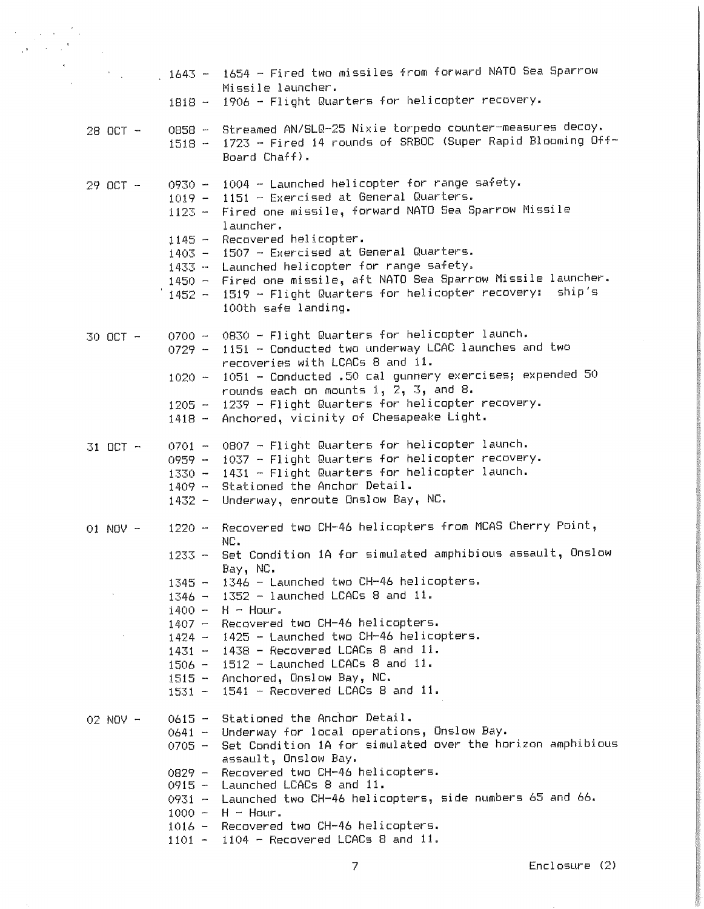1643 - 1654 - Fired two missiles from forward NATO Sea Sparrow Missile launcher.
1818 - 1906 - Flight Quarters for helicopter recovery.

28 OCT -
0858 - Streamed AN/SLQ-25 Nixie torpedo counter-measures decoy.
1518 - 1723 - Fired 14 rounds of SRBOC (Super Rapid Blooming Off-Board Chaff).

29 OCT -
0930 - 1004 - Launched helicopter for range safety.
1019 - 1151 - Exercised at General Quarters.
1123 - Fired one missile, forward NATO Sea Sparrow Missile launcher.
1145 - Recovered helicopter.
1403 - 1507 - Exercised at General Quarters.
1433 - Launched helicopter for range safety.
1450 - Fired one missile, aft NATO Sea Sparrow Missile launcher.
1452 - 1519 - Flight Quarters for helicopter recovery: ship's 100th safe landing.

30 OCT -
0700 - 0830 - Flight Quarters for helicopter launch.
0729 - 1151 - Conducted two underway LCAC launches and two recoveries with LCACs 8 and 11.
1020 - 1051 - Conducted .50 cal gunnery exercises; expended 50 rounds each on mounts 1, 2, 3, and 8.
1205 - 1239 - Flight Quarters for helicopter recovery.
1418 - Anchored, vicinity of Chesapeake Light.

31 OCT -
0701 - 0807 - Flight Quarters for helicopter launch.
0959 - 1037 - Flight Quarters for helicopter recovery.
1330 - 1431 - Flight Quarters for helicopter launch.
1409 - Stationed the Anchor Detail.
1432 - Underway, enroute Onslow Bay, NC.

01 NOV -
1220 - Recovered two CH-46 helicopters from MCAS Cherry Point, NC.
1233 - Set Condition 1A for simulated amphibious assault, Onslow Bay, NC.
1345 - 1346 - Launched two CH-46 helicopters.
1346 - 1352 - launched LCACs 8 and 11.
1400 - H - Hour.
1407 - Recovered two CH-46 helicopters.
1424 - 1425 - Launched two CH-46 helicopters.
1431 - 1438 - Recovered LCACs 8 and 11.
1506 - 1512 - Launched LCACs 8 and 11.
1515 - Anchored, Onslow Bay, NC.
1531 - 1541 - Recovered LCACs 8 and 11.

02 NOV -
0615 - Stationed the Anchor Detail.
0641 - Underway for local operations, Onslow Bay.
0705 - Set Condition 1A for simulated over the horizon amphibious assault, Onslow Bay.
0829 - Recovered two CH-46 helicopters.
0915 - Launched LCACs 8 and 11.
0931 - Launched two CH-46 helicopters, side numbers 65 and 66.
1000 - H - Hour.
1016 - Recovered two CH-46 helicopters.
1101 - 1104 - Recovered LCACs 8 and 11.

Enclosure (2)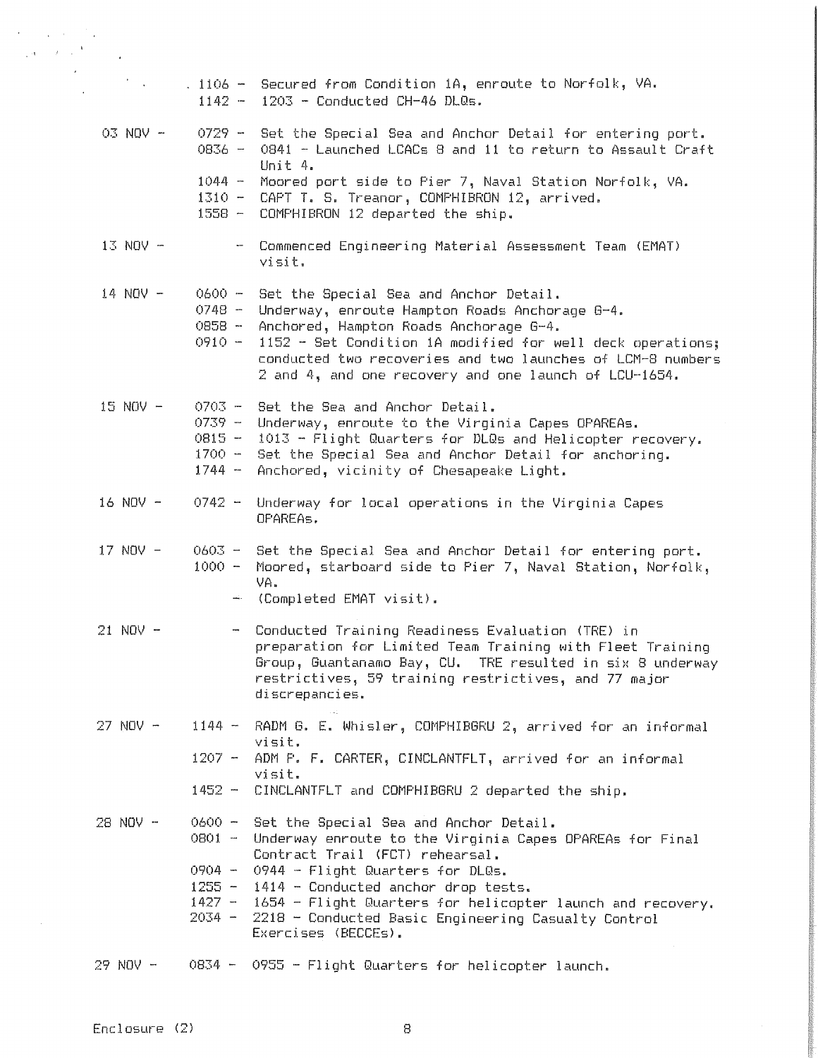1106 - Secured from Condition 1A, enroute to Norfolk, VA.
1142 - 1203 - Conducted CH-46 DLQs.

03 NOV - 0729 - Set the Special Sea and Anchor Detail for entering port.
0836 - 0841 - Launched LCACs 8 and 11 to return to Assault Craft Unit 4.
1044 - Moored port side to Pier 7, Naval Station Norfolk, VA.
1310 - CAPT T. S. Treanor, COMPHIBRON 12, arrived.
1558 - COMPHIBRON 12 departed the ship.

13 NOV - - Commenced Engineering Material Assessment Team (EMAT) visit.

14 NOV - 0600 - Set the Special Sea and Anchor Detail.
0748 - Underway, enroute Hampton Roads Anchorage G-4.
0858 - Anchored, Hampton Roads Anchorage G-4.
0910 - 1152 - Set Condition 1A modified for well deck operations; conducted two recoveries and two launches of LCM-8 numbers 2 and 4, and one recovery and one launch of LCU-1654.

15 NOV - 0703 - Set the Sea and Anchor Detail.
0739 - Underway, enroute to the Virginia Capes OPAREAs.
0815 - 1013 - Flight Quarters for DLQs and Helicopter recovery.
1700 - Set the Special Sea and Anchor Detail for anchoring.
1744 - Anchored, vicinity of Chesapeake Light.

16 NOV - 0742 - Underway for local operations in the Virginia Capes OPAREAs.

17 NOV - 0603 - Set the Special Sea and Anchor Detail for entering port.
1000 - Moored, starboard side to Pier 7, Naval Station, Norfolk, VA.
- (Completed EMAT visit).

21 NOV - - Conducted Training Readiness Evaluation (TRE) in preparation for Limited Team Training with Fleet Training Group, Guantanamo Bay, CU. TRE resulted in six 8 underway restrictives, 59 training restrictives, and 77 major discrepancies.

27 NOV - 1144 - RADM G. E. Whisler, COMPHIBGRU 2, arrived for an informal visit.
1207 - ADM P. F. CARTER, CINCLANTFLT, arrived for an informal visit.
1452 - CINCLANTFLT and COMPHIBGRU 2 departed the ship.

28 NOV - 0600 - Set the Special Sea and Anchor Detail.
0801 - Underway enroute to the Virginia Capes OPAREAs for Final Contract Trail (FCT) rehearsal.
0904 - 0944 - Flight Quarters for DLQs.
1255 - 1414 - Conducted anchor drop tests.
1427 - 1654 - Flight Quarters for helicopter launch and recovery.
2034 - 2218 - Conducted Basic Engineering Casualty Control Exercises (BECCEs).

29 NOV - 0834 - 0955 - Flight Quarters for helicopter launch.

Enclosure (2)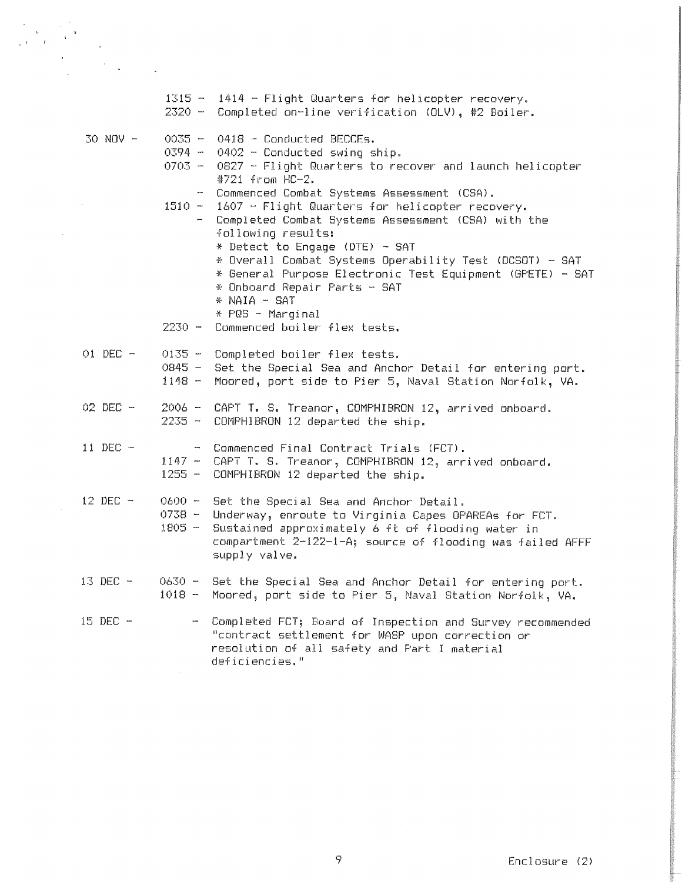1315 - 1414 - Flight Quarters for helicopter recovery.
2320 - Completed on-line verification (OLV), #2 Boiler.

30 NOV -
0035 - 0418 - Conducted BECCEs.
0394 - 0402 - Conducted swing ship.
0703 - 0827 - Flight Quarters to recover and launch helicopter #721 from HC-2.
- Commenced Combat Systems Assessment (CSA).
1510 - 1607 - Flight Quarters for helicopter recovery.
- Completed Combat Systems Assessment (CSA) with the following results:
* Detect to Engage (DTE) - SAT
* Overall Combat Systems Operability Test (OCSOT) - SAT
* General Purpose Electronic Test Equipment (GPETE) - SAT
* Onboard Repair Parts - SAT
* NAIA - SAT
* PQS - Marginal
2230 - Commenced boiler flex tests.

01 DEC -
0135 - Completed boiler flex tests.
0845 - Set the Special Sea and Anchor Detail for entering port.
1148 - Moored, port side to Pier 5, Naval Station Norfolk, VA.

02 DEC -
2006 - CAPT T. S. Treanor, COMPHIBRON 12, arrived onboard.
2235 - COMPHIBRON 12 departed the ship.

11 DEC -
- Commenced Final Contract Trials (FCT).
1147 - CAPT T. S. Treanor, COMPHIBRON 12, arrived onboard.
1255 - COMPHIBRON 12 departed the ship.

12 DEC -
0600 - Set the Special Sea and Anchor Detail.
0738 - Underway, enroute to Virginia Capes OPAREAs for FCT.
1805 - Sustained approximately 6 ft of flooding water in compartment 2-122-1-A; source of flooding was failed AFFF supply valve.

13 DEC -
0630 - Set the Special Sea and Anchor Detail for entering port.
1018 - Moored, port side to Pier 5, Naval Station Norfolk, VA.

15 DEC -
- Completed FCT; Board of Inspection and Survey recommended "contract settlement for WASP upon correction or resolution of all safety and Part I material deficiencies."

Enclosure (2)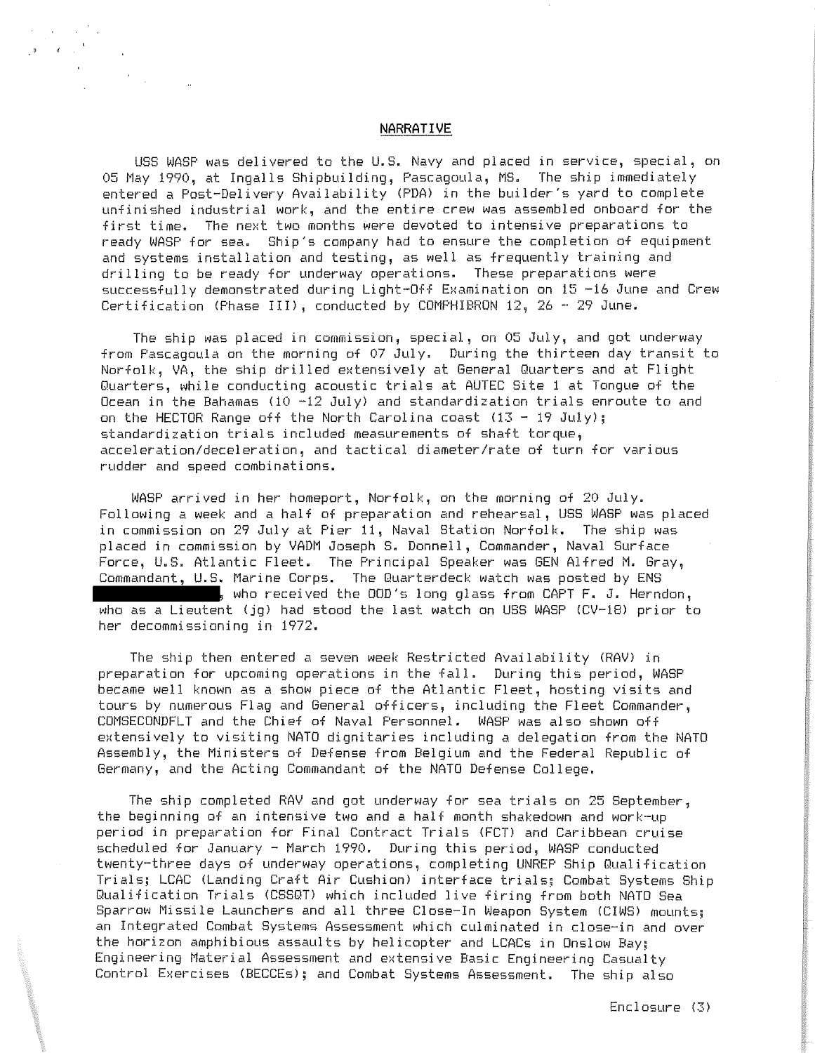## NARRATIVE

USS WASP was delivered to the U.S. Navy and placed in service, special, on 05 May 1990, at Ingalls Shipbuilding, Pascagoula, MS. The ship immediately entered a Post-Delivery Availability (PDA) in the builder's yard to complete unfinished industrial work, and the entire crew was assembled onboard for the first time. The next two months were devoted to intensive preparations to ready WASP for sea. Ship's company had to ensure the completion of equipment and systems installation and testing, as well as frequently training and drilling to be ready for underway operations. These preparations were successfully demonstrated during Light-Off Examination on 15 -16 June and Crew Certification (Phase III), conducted by COMPHIBRON 12, 26 - 29 June.

The ship was placed in commission, special, on 05 July, and got underway from Pascagoula on the morning of 07 July. During the thirteen day transit to Norfolk, VA, the ship drilled extensively at General Quarters and at Flight Quarters, while conducting acoustic trials at AUTEC Site 1 at Tongue of the Ocean in the Bahamas (10 -12 July) and standardization trials enroute to and on the HECTOR Range off the North Carolina coast (13 - 19 July); standardization trials included measurements of shaft torque, acceleration/deceleration, and tactical diameter/rate of turn for various rudder and speed combinations.

WASP arrived in her homeport, Norfolk, on the morning of 20 July. Following a week and a half of preparation and rehearsal, USS WASP was placed in commission on 29 July at Pier 11, Naval Station Norfolk. The ship was placed in commission by VADM Joseph S. Donnell, Commander, Naval Surface Force, U.S. Atlantic Fleet. The Principal Speaker was GEN Alfred M. Gray, Commandant, U.S. Marine Corps. The Quarterdeck watch was posted by ENS ██████████, who received the OOD's long glass from CAPT F. J. Herndon, who as a Lieutent (jg) had stood the last watch on USS WASP (CV-18) prior to her decommissioning in 1972.

The ship then entered a seven week Restricted Availability (RAV) in preparation for upcoming operations in the fall. During this period, WASP became well known as a show piece of the Atlantic Fleet, hosting visits and tours by numerous Flag and General officers, including the Fleet Commander, COMSECONDFLT and the Chief of Naval Personnel. WASP was also shown off extensively to visiting NATO dignitaries including a delegation from the NATO Assembly, the Ministers of Defense from Belgium and the Federal Republic of Germany, and the Acting Commandant of the NATO Defense College.

The ship completed RAV and got underway for sea trials on 25 September, the beginning of an intensive two and a half month shakedown and work-up period in preparation for Final Contract Trials (FCT) and Caribbean cruise scheduled for January - March 1990. During this period, WASP conducted twenty-three days of underway operations, completing UNREP Ship Qualification Trials; LCAC (Landing Craft Air Cushion) interface trials; Combat Systems Ship Qualification Trials (CSSQT) which included live firing from both NATO Sea Sparrow Missile Launchers and all three Close-In Weapon System (CIWS) mounts; an Integrated Combat Systems Assessment which culminated in close-in and over the horizon amphibious assaults by helicopter and LCACs in Onslow Bay; Engineering Material Assessment and extensive Basic Engineering Casualty Control Exercises (BECCEs); and Combat Systems Assessment. The ship also

Enclosure (3)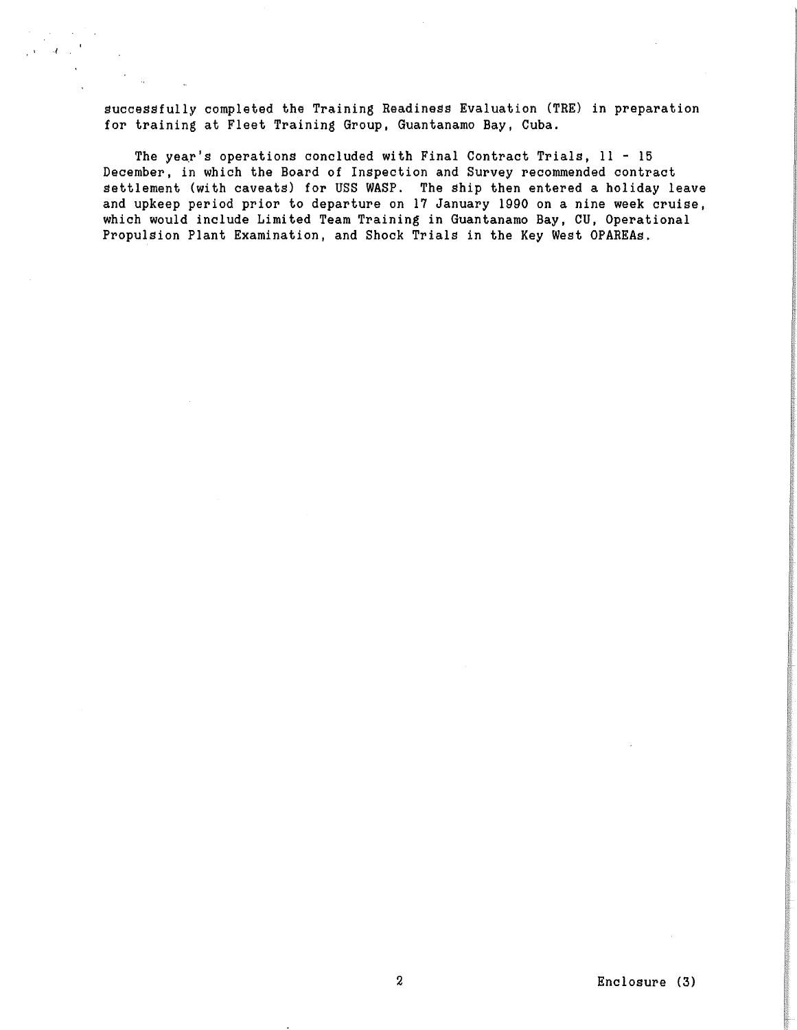successfully completed the Training Readiness Evaluation (TRE) in preparation for training at Fleet Training Group, Guantanamo Bay, Cuba.

The year's operations concluded with Final Contract Trials, 11 - 15 December, in which the Board of Inspection and Survey recommended contract settlement (with caveats) for USS WASP. The ship then entered a holiday leave and upkeep period prior to departure on 17 January 1990 on a nine week cruise, which would include Limited Team Training in Guantanamo Bay, CU, Operational Propulsion Plant Examination, and Shock Trials in the Key West OPAREAs.

Enclosure (3)